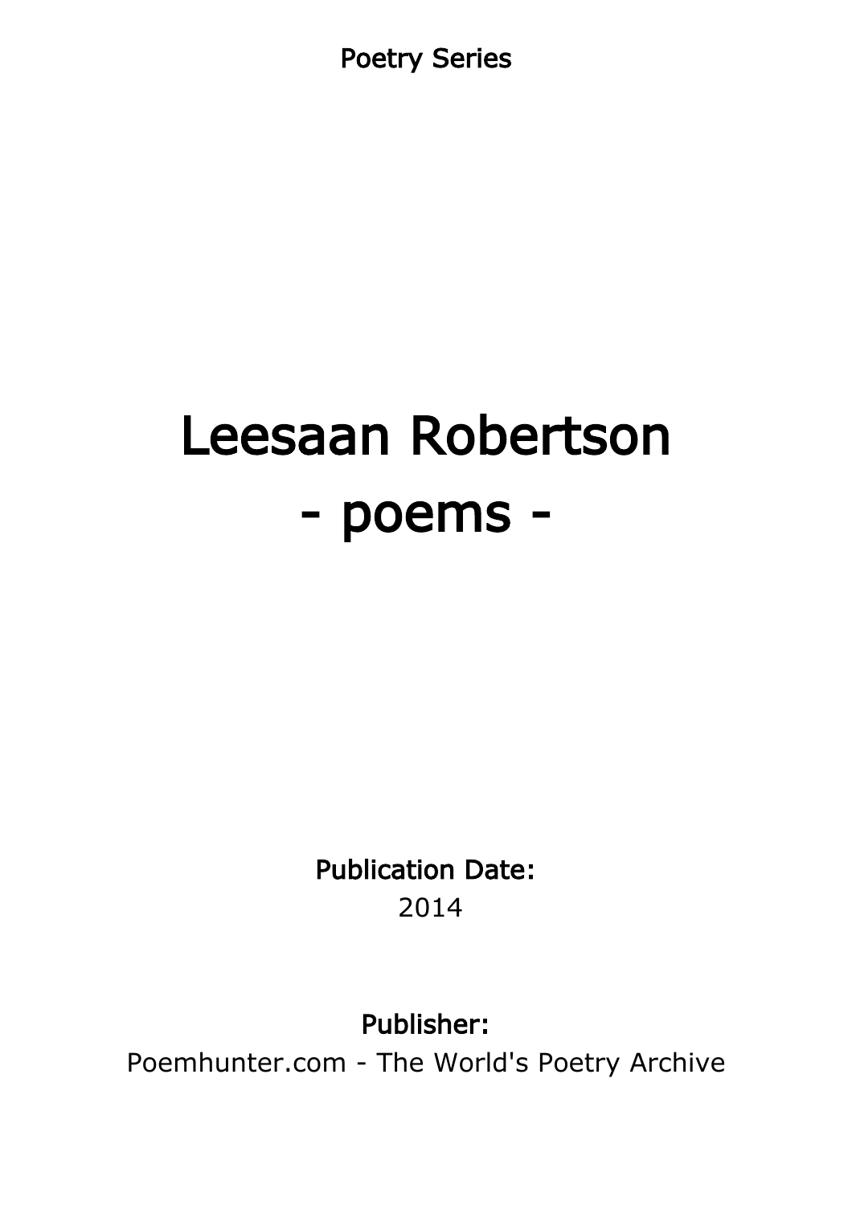Poetry Series

# Leesaan Robertson
# - poems -

**Publication Date:**
2014

**Publisher:**
Poemhunter.com - The World's Poetry Archive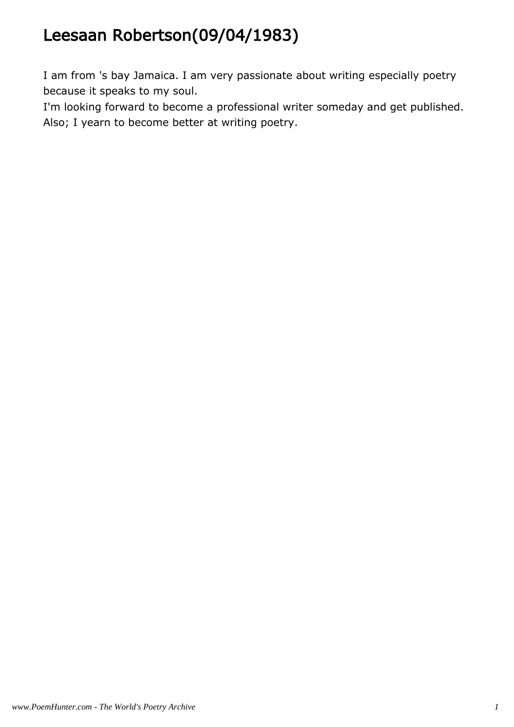# Leesaan Robertson(09/04/1983)

I am from 's bay Jamaica. I am very passionate about writing especially poetry because it speaks to my soul.
I'm looking forward to become a professional writer someday and get published.
Also; I yearn to become better at writing poetry.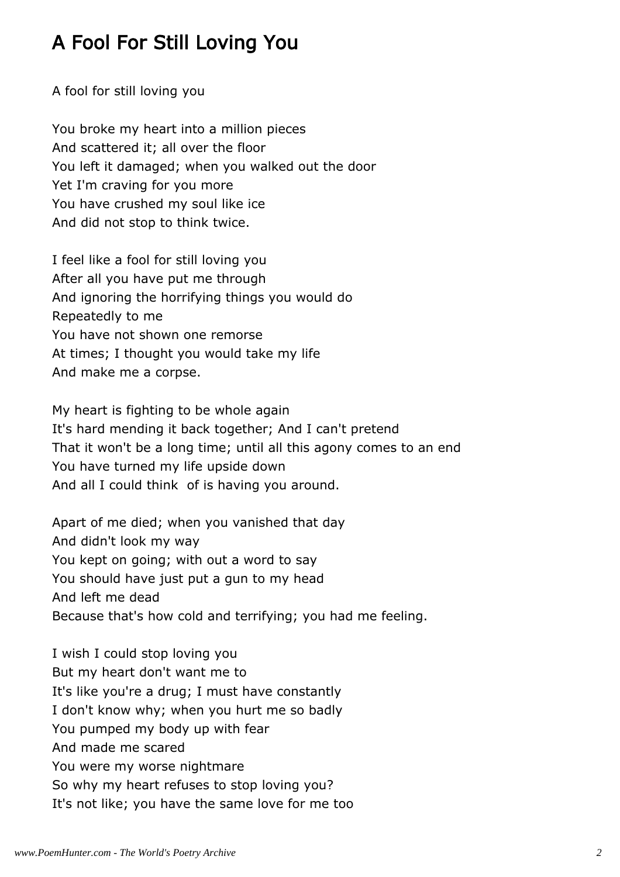# A Fool For Still Loving You

A fool for still loving you

You broke my heart into a million pieces
And scattered it; all over the floor
You left it damaged; when you walked out the door
Yet I'm craving for you more
You have crushed my soul like ice
And did not stop to think twice.

I feel like a fool for still loving you
After all you have put me through
And ignoring the horrifying things you would do
Repeatedly to me
You have not shown one remorse
At times; I thought you would take my life
And make me a corpse.

My heart is fighting to be whole again
It's hard mending it back together; And I can't pretend
That it won't be a long time; until all this agony comes to an end
You have turned my life upside down
And all I could think  of is having you around.

Apart of me died; when you vanished that day
And didn't look my way
You kept on going; with out a word to say
You should have just put a gun to my head
And left me dead
Because that's how cold and terrifying; you had me feeling.

I wish I could stop loving you
But my heart don't want me to
It's like you're a drug; I must have constantly
I don't know why; when you hurt me so badly
You pumped my body up with fear
And made me scared
You were my worse nightmare
So why my heart refuses to stop loving you?
It's not like; you have the same love for me too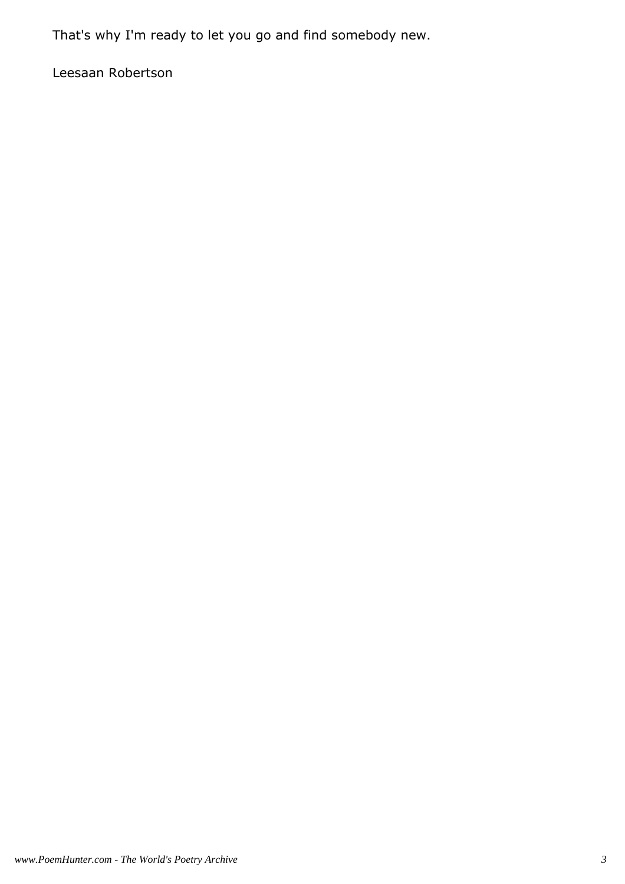That's why I'm ready to let you go and find somebody new.

Leesaan Robertson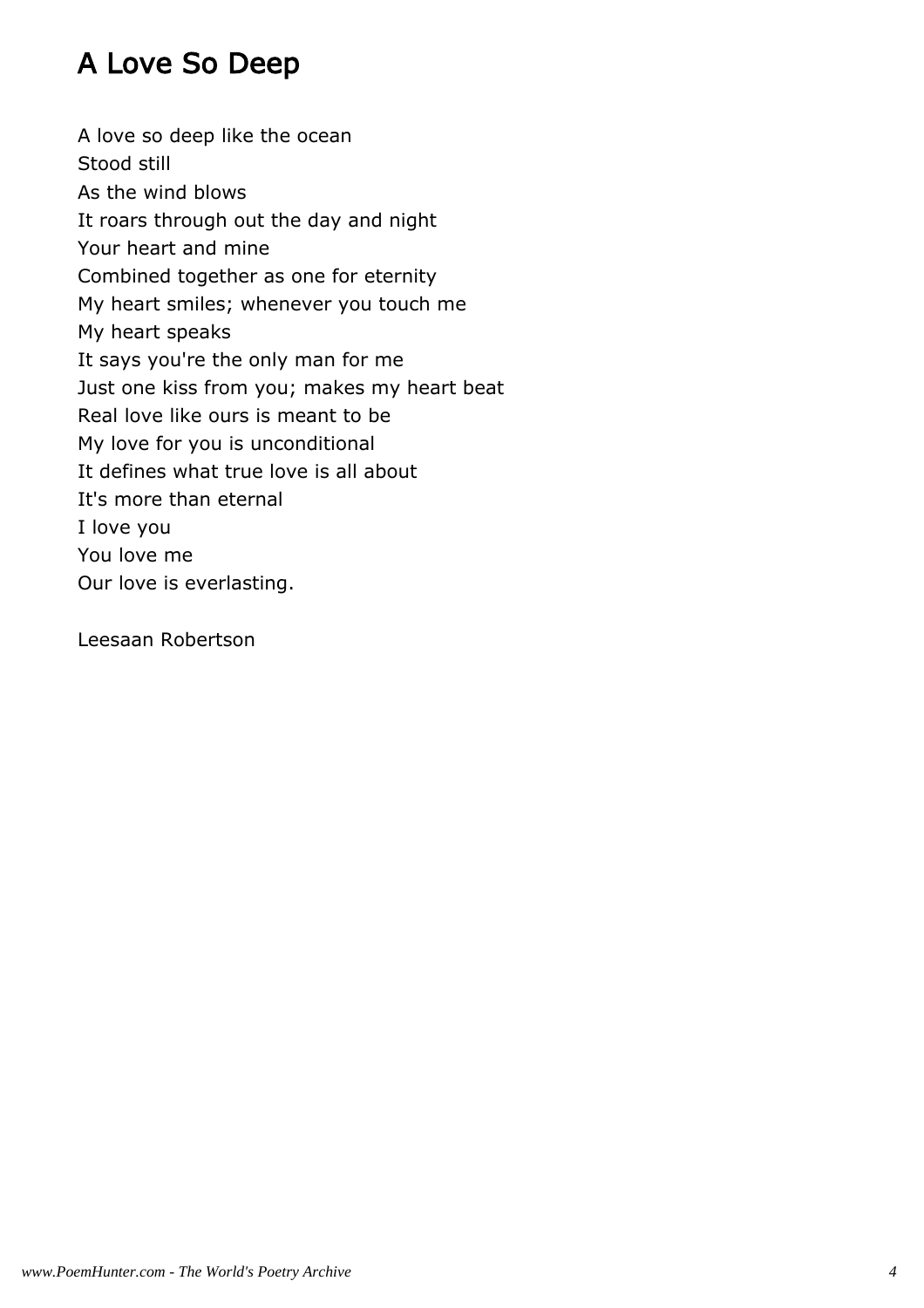# A Love So Deep

A love so deep like the ocean  
Stood still  
As the wind blows  
It roars through out the day and night  
Your heart and mine  
Combined together as one for eternity  
My heart smiles; whenever you touch me  
My heart speaks  
It says you're the only man for me  
Just one kiss from you; makes my heart beat  
Real love like ours is meant to be  
My love for you is unconditional  
It defines what true love is all about  
It's more than eternal  
I love you  
You love me  
Our love is everlasting.

Leesaan Robertson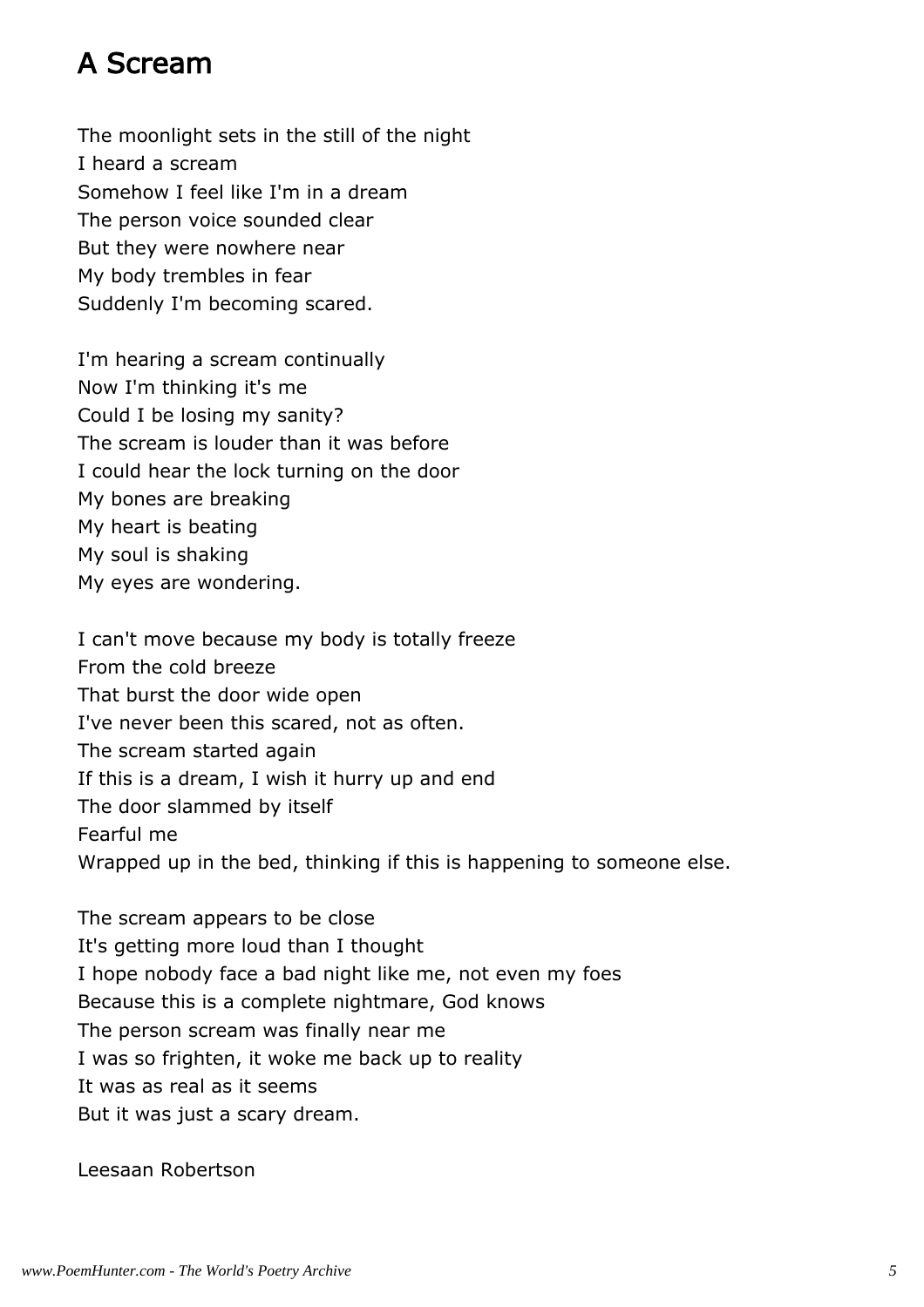# A Scream

The moonlight sets in the still of the night  
I heard a scream  
Somehow I feel like I'm in a dream  
The person voice sounded clear  
But they were nowhere near  
My body trembles in fear  
Suddenly I'm becoming scared.

I'm hearing a scream continually  
Now I'm thinking it's me  
Could I be losing my sanity?  
The scream is louder than it was before  
I could hear the lock turning on the door  
My bones are breaking  
My heart is beating  
My soul is shaking  
My eyes are wondering.

I can't move because my body is totally freeze  
From the cold breeze  
That burst the door wide open  
I've never been this scared, not as often.  
The scream started again  
If this is a dream, I wish it hurry up and end  
The door slammed by itself  
Fearful me  
Wrapped up in the bed, thinking if this is happening to someone else.

The scream appears to be close  
It's getting more loud than I thought  
I hope nobody face a bad night like me, not even my foes  
Because this is a complete nightmare, God knows  
The person scream was finally near me  
I was so frighten, it woke me back up to reality  
It was as real as it seems  
But it was just a scary dream.

Leesaan Robertson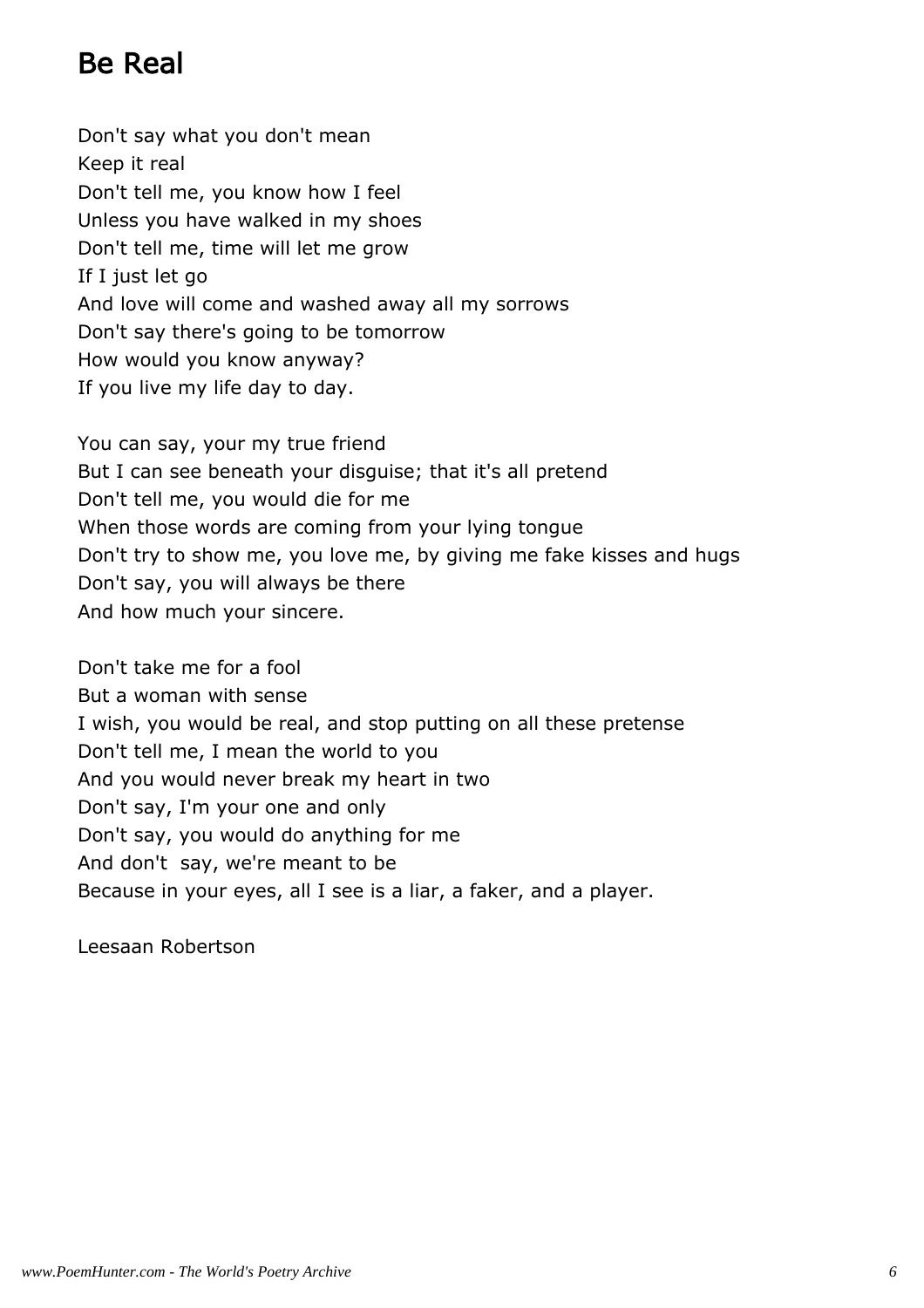## Be Real

Don't say what you don't mean  
Keep it real  
Don't tell me, you know how I feel  
Unless you have walked in my shoes  
Don't tell me, time will let me grow  
If I just let go  
And love will come and washed away all my sorrows  
Don't say there's going to be tomorrow  
How would you know anyway?  
If you live my life day to day.

You can say, your my true friend  
But I can see beneath your disguise; that it's all pretend  
Don't tell me, you would die for me  
When those words are coming from your lying tongue  
Don't try to show me, you love me, by giving me fake kisses and hugs  
Don't say, you will always be there  
And how much your sincere.

Don't take me for a fool  
But a woman with sense  
I wish, you would be real, and stop putting on all these pretense  
Don't tell me, I mean the world to you  
And you would never break my heart in two  
Don't say, I'm your one and only  
Don't say, you would do anything for me  
And don't say, we're meant to be  
Because in your eyes, all I see is a liar, a faker, and a player.

Leesaan Robertson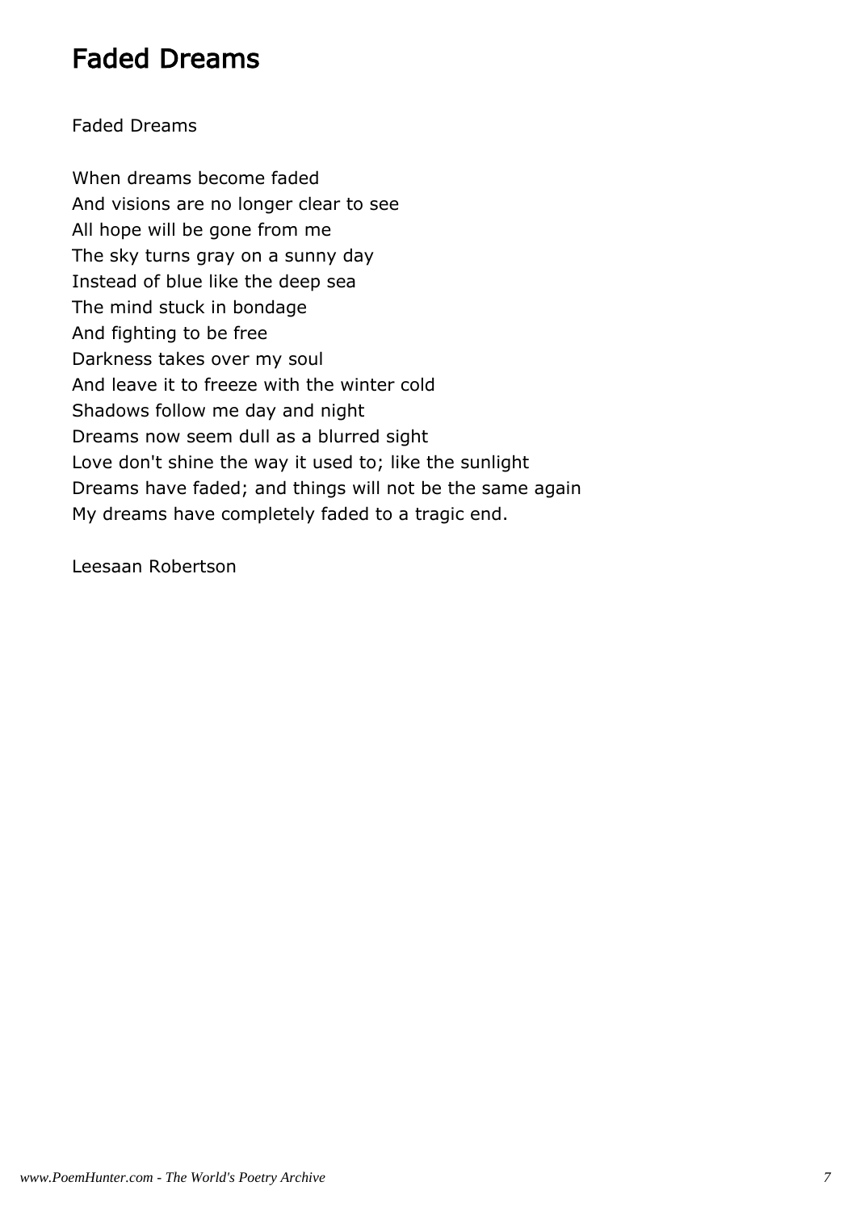# Faded Dreams

Faded Dreams

When dreams become faded  
And visions are no longer clear to see  
All hope will be gone from me  
The sky turns gray on a sunny day  
Instead of blue like the deep sea  
The mind stuck in bondage  
And fighting to be free  
Darkness takes over my soul  
And leave it to freeze with the winter cold  
Shadows follow me day and night  
Dreams now seem dull as a blurred sight  
Love don't shine the way it used to; like the sunlight  
Dreams have faded; and things will not be the same again  
My dreams have completely faded to a tragic end.

Leesaan Robertson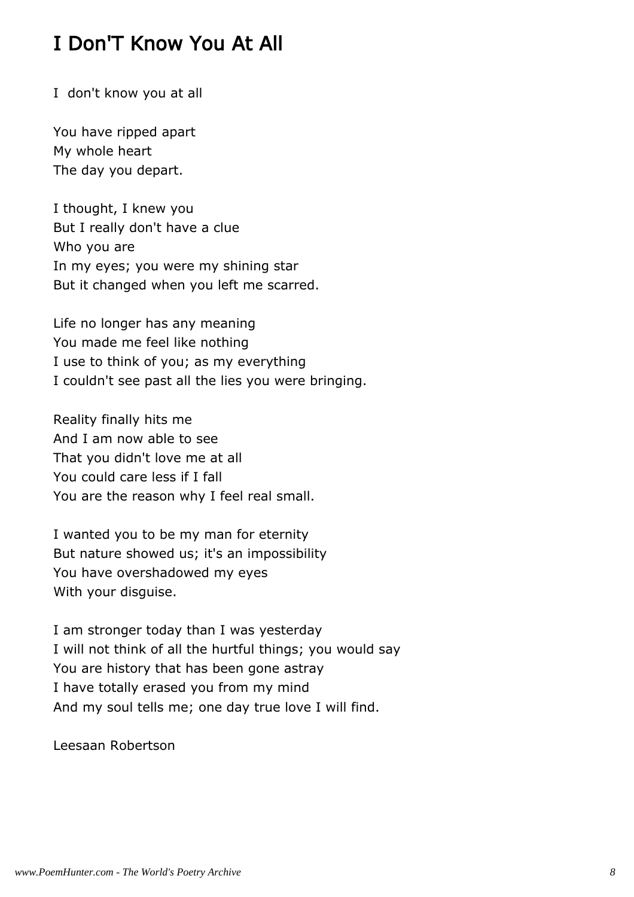## I Don'T Know You At All

I  don't know you at all

You have ripped apart  
My whole heart  
The day you depart.

I thought, I knew you  
But I really don't have a clue  
Who you are  
In my eyes; you were my shining star  
But it changed when you left me scarred.

Life no longer has any meaning  
You made me feel like nothing  
I use to think of you; as my everything  
I couldn't see past all the lies you were bringing.

Reality finally hits me  
And I am now able to see  
That you didn't love me at all  
You could care less if I fall  
You are the reason why I feel real small.

I wanted you to be my man for eternity  
But nature showed us; it's an impossibility  
You have overshadowed my eyes  
With your disguise.

I am stronger today than I was yesterday  
I will not think of all the hurtful things; you would say  
You are history that has been gone astray  
I have totally erased you from my mind  
And my soul tells me; one day true love I will find.

Leesaan Robertson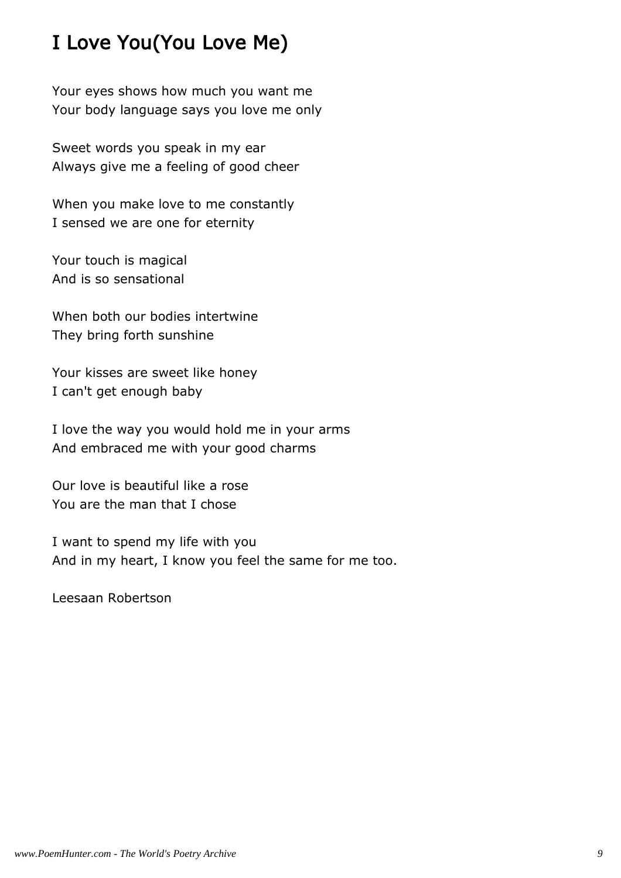## I Love You(You Love Me)

Your eyes shows how much you want me
Your body language says you love me only

Sweet words you speak in my ear
Always give me a feeling of good cheer

When you make love to me constantly
I sensed we are one for eternity

Your touch is magical
And is so sensational

When both our bodies intertwine
They bring forth sunshine

Your kisses are sweet like honey
I can't get enough baby

I love the way you would hold me in your arms
And embraced me with your good charms

Our love is beautiful like a rose
You are the man that I chose

I want to spend my life with you
And in my heart, I know you feel the same for me too.

Leesaan Robertson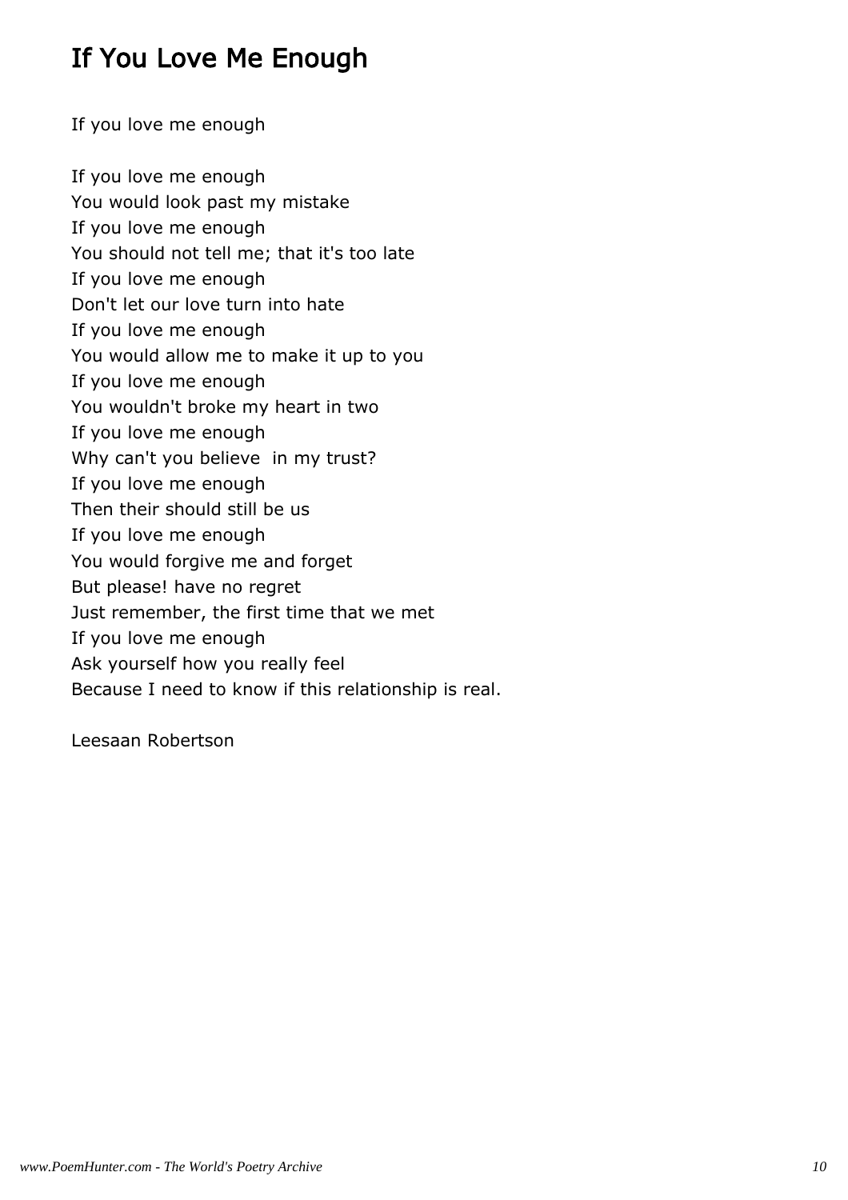# If You Love Me Enough

If you love me enough

If you love me enough
You would look past my mistake
If you love me enough
You should not tell me; that it's too late
If you love me enough
Don't let our love turn into hate
If you love me enough
You would allow me to make it up to you
If you love me enough
You wouldn't broke my heart in two
If you love me enough
Why can't you believe  in my trust?
If you love me enough
Then their should still be us
If you love me enough
You would forgive me and forget
But please! have no regret
Just remember, the first time that we met
If you love me enough
Ask yourself how you really feel
Because I need to know if this relationship is real.

Leesaan Robertson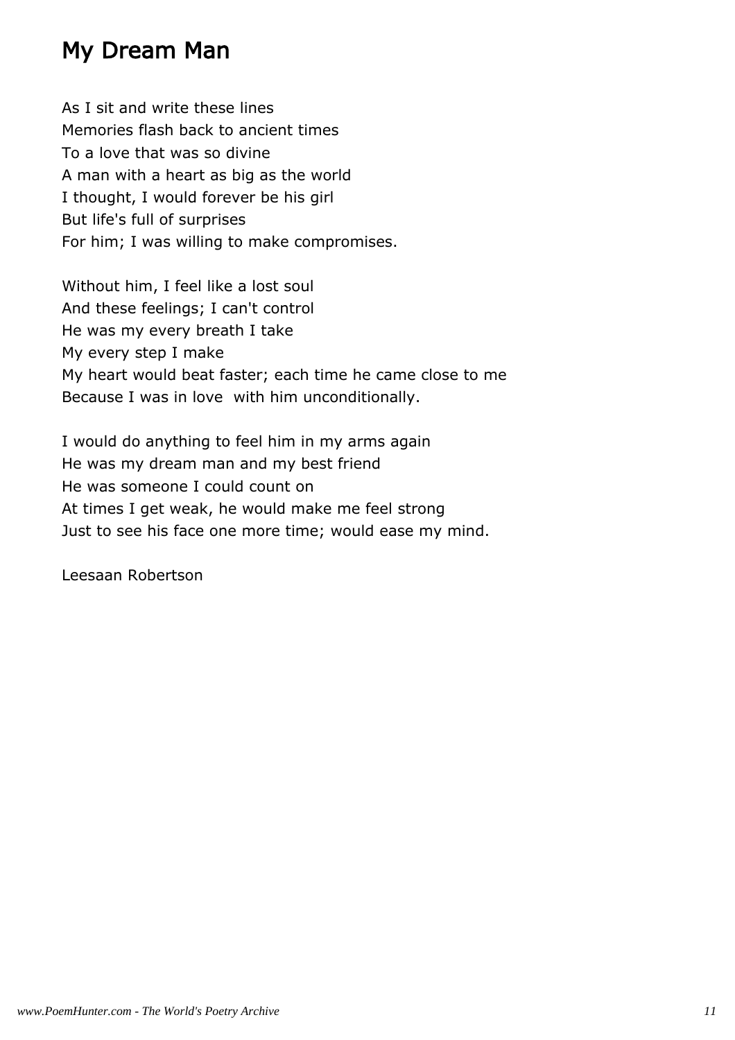# My Dream Man

As I sit and write these lines  
Memories flash back to ancient times  
To a love that was so divine  
A man with a heart as big as the world  
I thought, I would forever be his girl  
But life's full of surprises  
For him; I was willing to make compromises.

Without him, I feel like a lost soul  
And these feelings; I can't control  
He was my every breath I take  
My every step I make  
My heart would beat faster; each time he came close to me  
Because I was in love  with him unconditionally.

I would do anything to feel him in my arms again  
He was my dream man and my best friend  
He was someone I could count on  
At times I get weak, he would make me feel strong  
Just to see his face one more time; would ease my mind.

Leesaan Robertson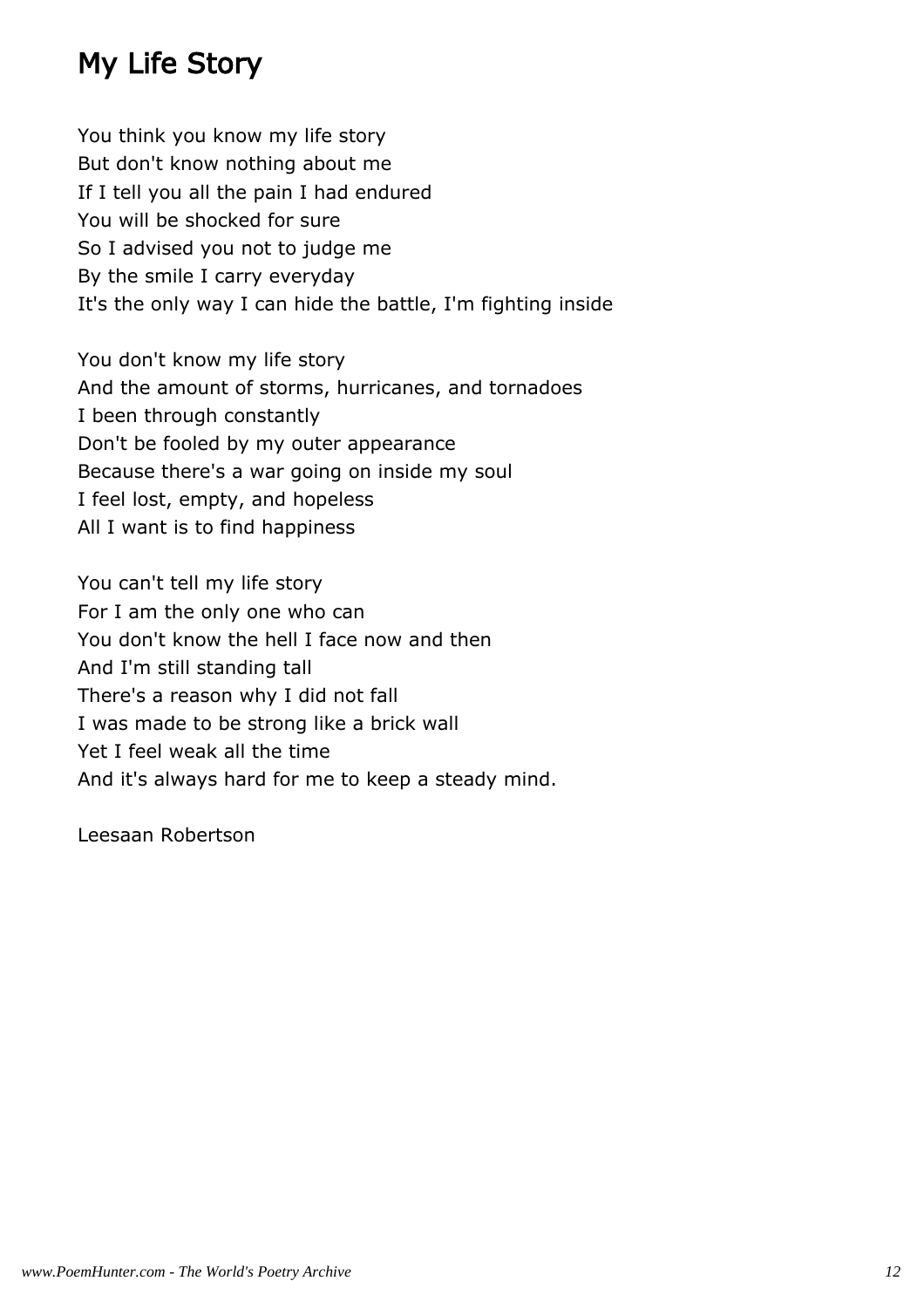# My Life Story

You think you know my life story  
But don't know nothing about me  
If I tell you all the pain I had endured  
You will be shocked for sure  
So I advised you not to judge me  
By the smile I carry everyday  
It's the only way I can hide the battle, I'm fighting inside

You don't know my life story  
And the amount of storms, hurricanes, and tornadoes  
I been through constantly  
Don't be fooled by my outer appearance  
Because there's a war going on inside my soul  
I feel lost, empty, and hopeless  
All I want is to find happiness

You can't tell my life story  
For I am the only one who can  
You don't know the hell I face now and then  
And I'm still standing tall  
There's a reason why I did not fall  
I was made to be strong like a brick wall  
Yet I feel weak all the time  
And it's always hard for me to keep a steady mind.

Leesaan Robertson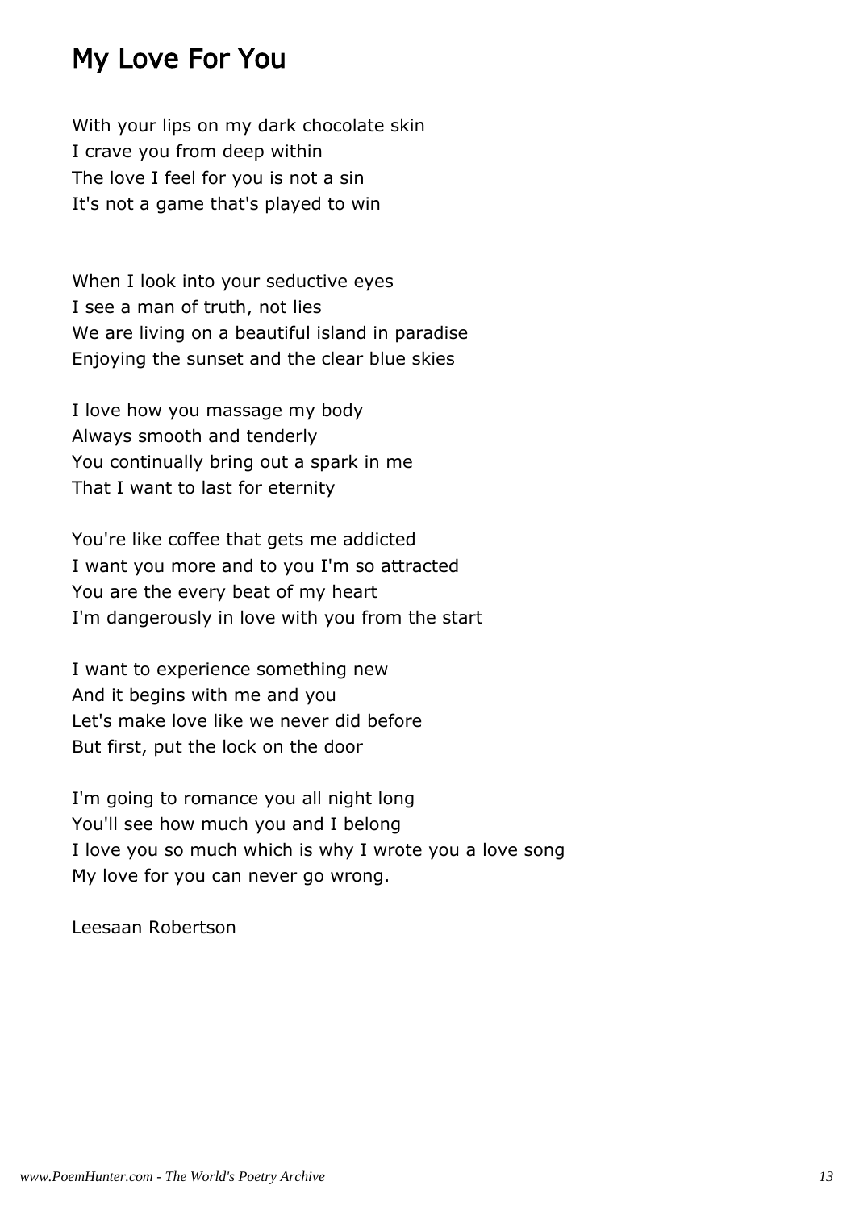## My Love For You

With your lips on my dark chocolate skin
I crave you from deep within
The love I feel for you is not a sin
It's not a game that's played to win

When I look into your seductive eyes
I see a man of truth, not lies
We are living on a beautiful island in paradise
Enjoying the sunset and the clear blue skies

I love how you massage my body
Always smooth and tenderly
You continually bring out a spark in me
That I want to last for eternity

You're like coffee that gets me addicted
I want you more and to you I'm so attracted
You are the every beat of my heart
I'm dangerously in love with you from the start

I want to experience something new
And it begins with me and you
Let's make love like we never did before
But first, put the lock on the door

I'm going to romance you all night long
You'll see how much you and I belong
I love you so much which is why I wrote you a love song
My love for you can never go wrong.

Leesaan Robertson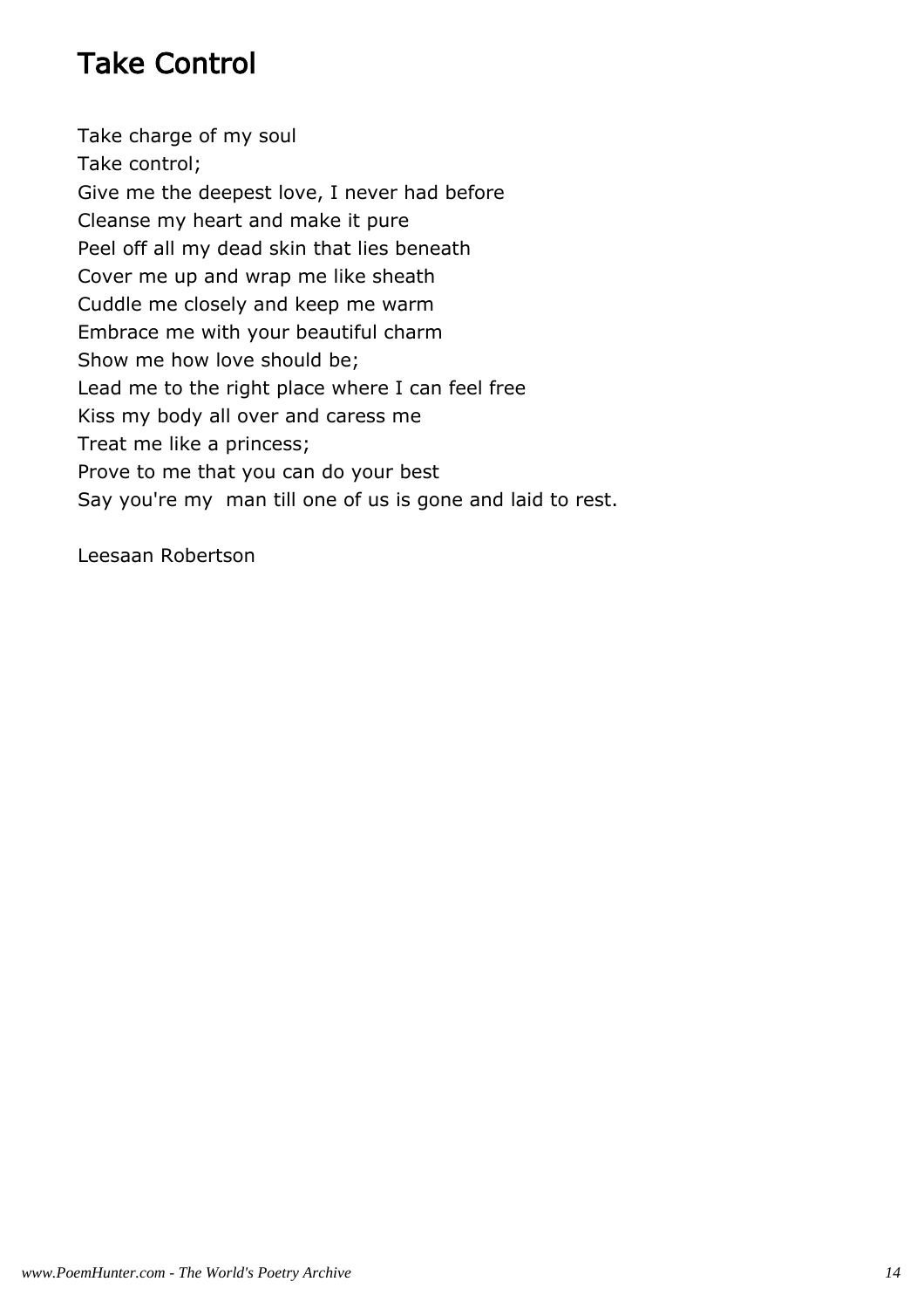# Take Control

Take charge of my soul  
Take control;  
Give me the deepest love, I never had before  
Cleanse my heart and make it pure  
Peel off all my dead skin that lies beneath  
Cover me up and wrap me like sheath  
Cuddle me closely and keep me warm  
Embrace me with your beautiful charm  
Show me how love should be;  
Lead me to the right place where I can feel free  
Kiss my body all over and caress me  
Treat me like a princess;  
Prove to me that you can do your best  
Say you're my  man till one of us is gone and laid to rest.

Leesaan Robertson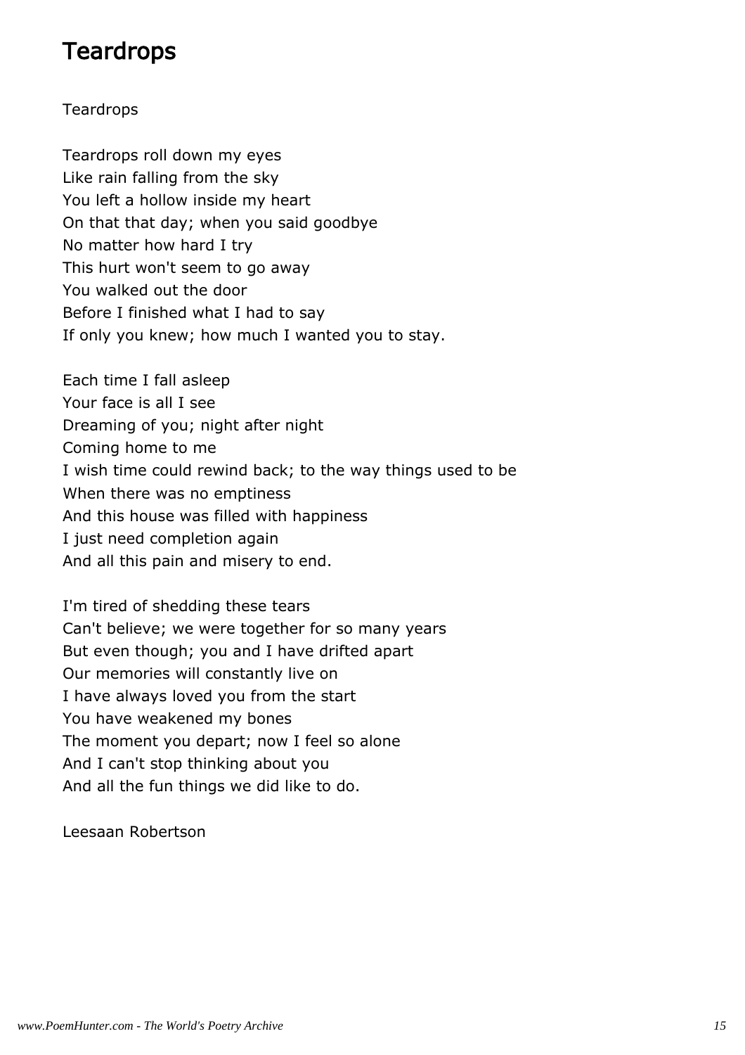# Teardrops

Teardrops

Teardrops roll down my eyes
Like rain falling from the sky
You left a hollow inside my heart
On that that day; when you said goodbye
No matter how hard I try
This hurt won't seem to go away
You walked out the door
Before I finished what I had to say
If only you knew; how much I wanted you to stay.

Each time I fall asleep
Your face is all I see
Dreaming of you; night after night
Coming home to me
I wish time could rewind back; to the way things used to be
When there was no emptiness
And this house was filled with happiness
I just need completion again
And all this pain and misery to end.

I'm tired of shedding these tears
Can't believe; we were together for so many years
But even though; you and I have drifted apart
Our memories will constantly live on
I have always loved you from the start
You have weakened my bones
The moment you depart; now I feel so alone
And I can't stop thinking about you
And all the fun things we did like to do.

Leesaan Robertson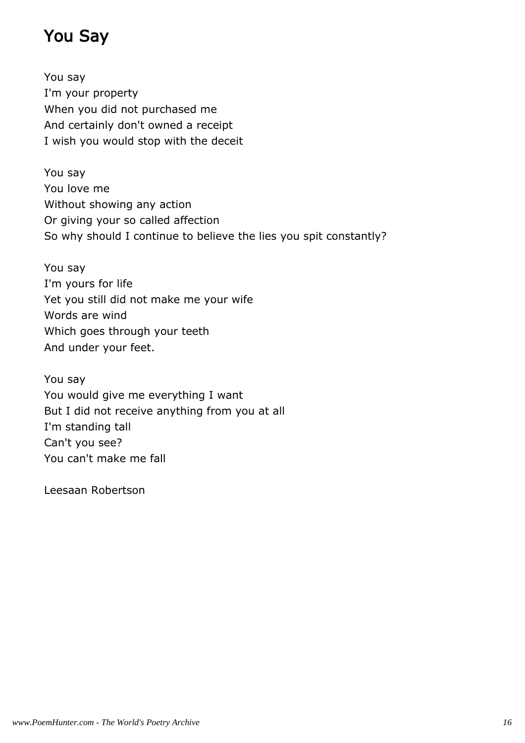# You Say

You say  
I'm your property  
When you did not purchased me  
And certainly don't owned a receipt  
I wish you would stop with the deceit

You say  
You love me  
Without showing any action  
Or giving your so called affection  
So why should I continue to believe the lies you spit constantly?

You say  
I'm yours for life  
Yet you still did not make me your wife  
Words are wind  
Which goes through your teeth  
And under your feet.

You say  
You would give me everything I want  
But I did not receive anything from you at all  
I'm standing tall  
Can't you see?  
You can't make me fall

Leesaan Robertson